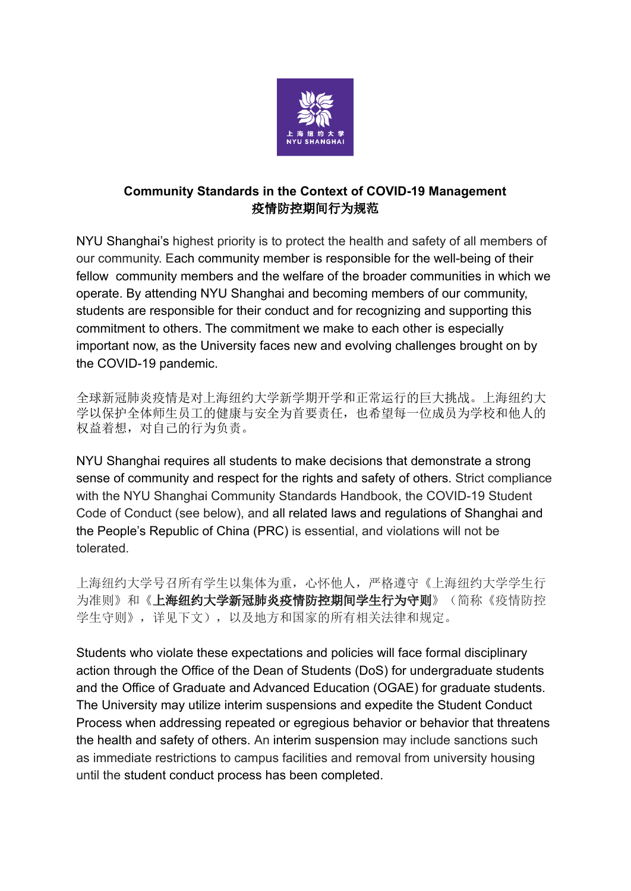**Community Standards in the Context of COVID-19 Management**
**疫情防控期间行为规范**

NYU Shanghai's highest priority is to protect the health and safety of all members of our community. Each community member is responsible for the well-being of their fellow community members and the welfare of the broader communities in which we operate. By attending NYU Shanghai and becoming members of our community, students are responsible for their conduct and for recognizing and supporting this commitment to others. The commitment we make to each other is especially important now, as the University faces new and evolving challenges brought on by the COVID-19 pandemic.

全球新冠肺炎疫情是对上海纽约大学新学期开学和正常运行的巨大挑战。上海纽约大学以保护全体师生员工的健康与安全为首要责任，也希望每一位成员为学校和他人的权益着想，对自己的行为负责。

NYU Shanghai requires all students to make decisions that demonstrate a strong sense of community and respect for the rights and safety of others. Strict compliance with the NYU Shanghai Community Standards Handbook, the COVID-19 Student Code of Conduct (see below), and all related laws and regulations of Shanghai and the People's Republic of China (PRC) is essential, and violations will not be tolerated.

上海纽约大学号召所有学生以集体为重，心怀他人，严格遵守《上海纽约大学学生行为准则》和《**上海纽约大学新冠肺炎疫情防控期间学生行为守则**》（简称《疫情防控学生守则》，详见下文），以及地方和国家的所有相关法律和规定。

Students who violate these expectations and policies will face formal disciplinary action through the Office of the Dean of Students (DoS) for undergraduate students and the Office of Graduate and Advanced Education (OGAE) for graduate students. The University may utilize interim suspensions and expedite the Student Conduct Process when addressing repeated or egregious behavior or behavior that threatens the health and safety of others. An interim suspension may include sanctions such as immediate restrictions to campus facilities and removal from university housing until the student conduct process has been completed.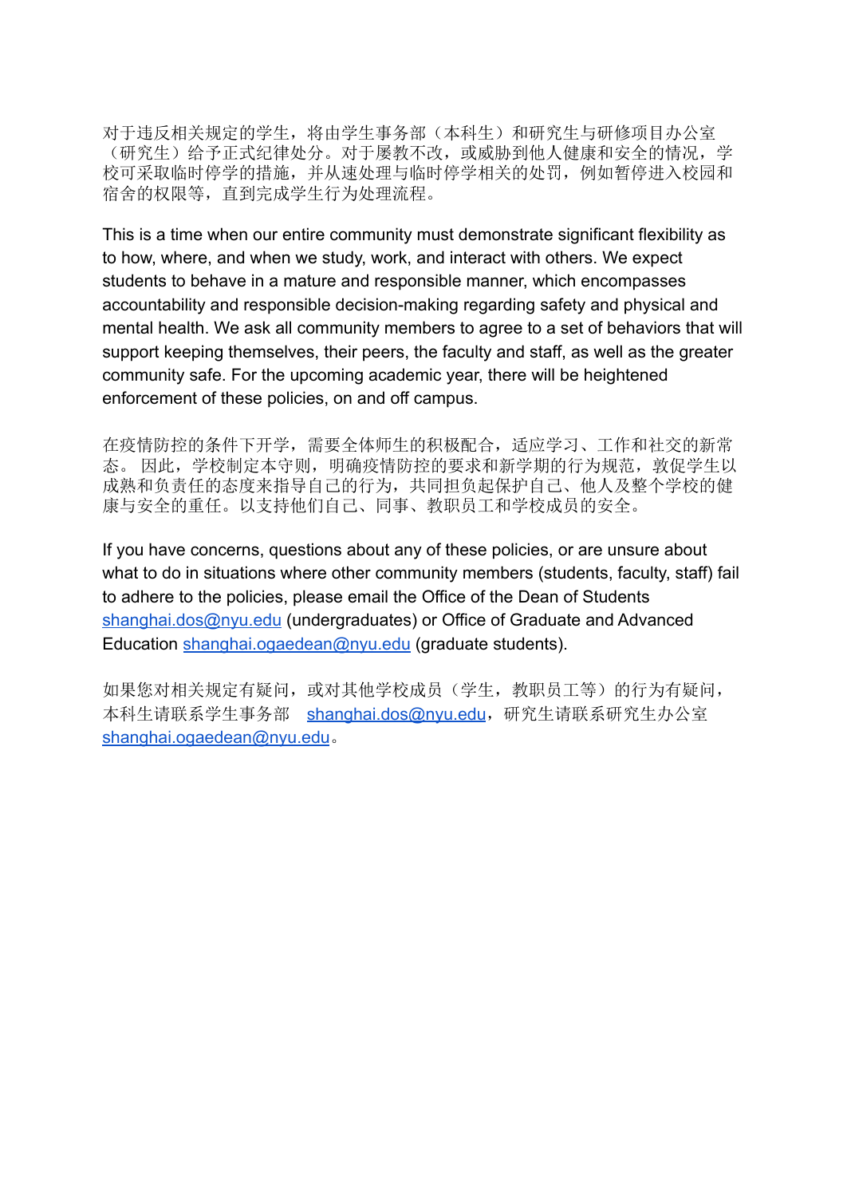对于违反相关规定的学生，将由学生事务部（本科生）和研究生与研修项目办公室（研究生）给予正式纪律处分。对于屡教不改，或威胁到他人健康和安全的情况，学校可采取临时停学的措施，并从速处理与临时停学相关的处罚，例如暂停进入校园和宿舍的权限等，直到完成学生行为处理流程。

This is a time when our entire community must demonstrate significant flexibility as to how, where, and when we study, work, and interact with others. We expect students to behave in a mature and responsible manner, which encompasses accountability and responsible decision-making regarding safety and physical and mental health. We ask all community members to agree to a set of behaviors that will support keeping themselves, their peers, the faculty and staff, as well as the greater community safe. For the upcoming academic year, there will be heightened enforcement of these policies, on and off campus.

在疫情防控的条件下开学，需要全体师生的积极配合，适应学习、工作和社交的新常态。 因此，学校制定本守则，明确疫情防控的要求和新学期的行为规范，敦促学生以成熟和负责任的态度来指导自己的行为，共同担负起保护自己、他人及整个学校的健康与安全的重任。以支持他们自己、同事、教职员工和学校成员的安全。

If you have concerns, questions about any of these policies, or are unsure about what to do in situations where other community members (students, faculty, staff) fail to adhere to the policies, please email the Office of the Dean of Students shanghai.dos@nyu.edu (undergraduates) or Office of Graduate and Advanced Education shanghai.ogaedean@nyu.edu (graduate students).

如果您对相关规定有疑问，或对其他学校成员（学生，教职员工等）的行为有疑问，本科生请联系学生事务部 shanghai.dos@nyu.edu，研究生请联系研究生办公室 shanghai.ogaedean@nyu.edu。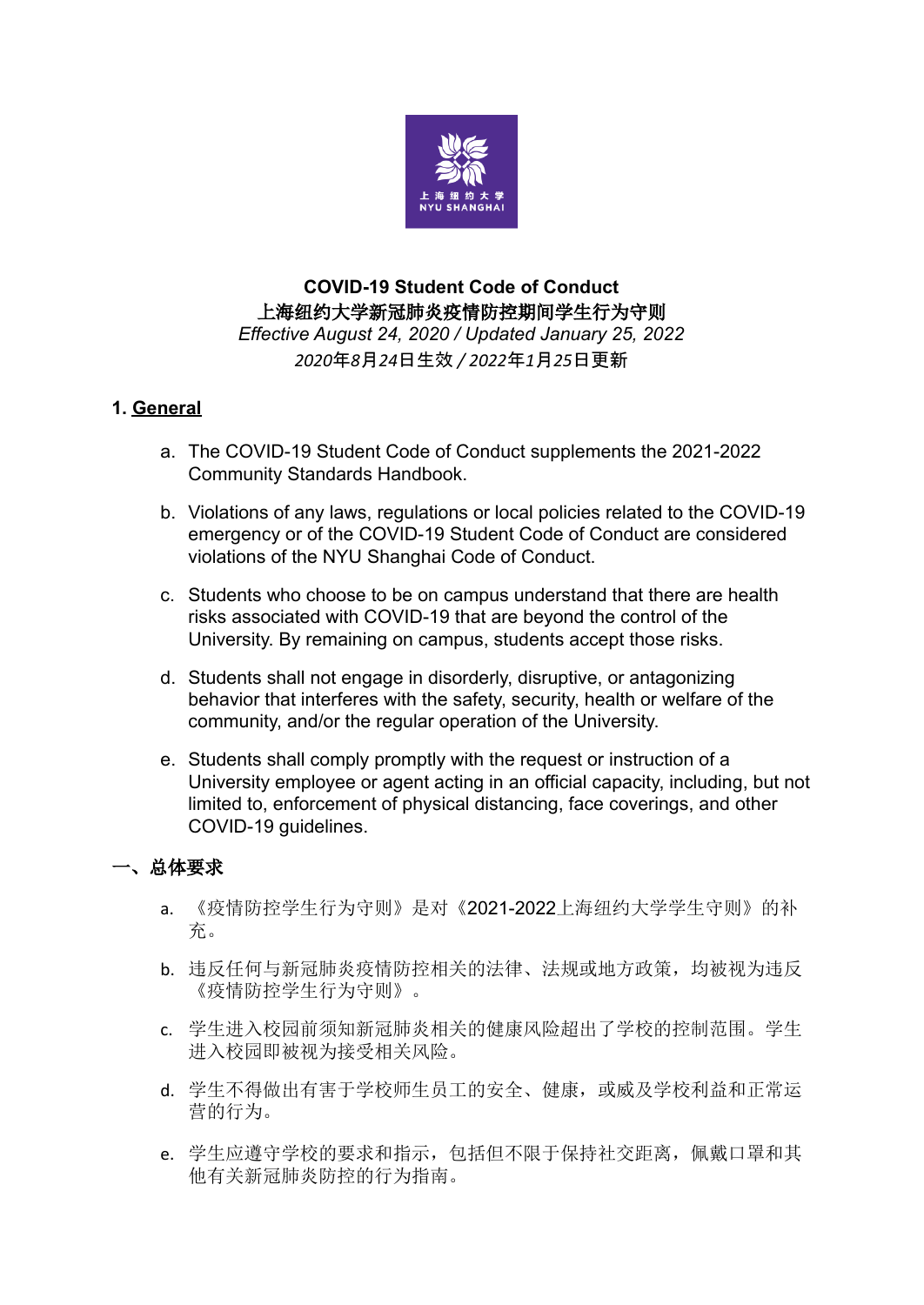**COVID-19 Student Code of Conduct**
**上海纽约大学新冠肺炎疫情防控期间学生行为守则**
*Effective August 24, 2020 / Updated January 25, 2022*
*2020年8月24日生效 / 2022年1月25日更新*

## 1. General

a. The COVID-19 Student Code of Conduct supplements the 2021-2022 Community Standards Handbook.

b. Violations of any laws, regulations or local policies related to the COVID-19 emergency or of the COVID-19 Student Code of Conduct are considered violations of the NYU Shanghai Code of Conduct.

c. Students who choose to be on campus understand that there are health risks associated with COVID-19 that are beyond the control of the University. By remaining on campus, students accept those risks.

d. Students shall not engage in disorderly, disruptive, or antagonizing behavior that interferes with the safety, security, health or welfare of the community, and/or the regular operation of the University.

e. Students shall comply promptly with the request or instruction of a University employee or agent acting in an official capacity, including, but not limited to, enforcement of physical distancing, face coverings, and other COVID-19 guidelines.

## 一、总体要求

a. 《疫情防控学生行为守则》是对《2021-2022上海纽约大学学生守则》的补充。

b. 违反任何与新冠肺炎疫情防控相关的法律、法规或地方政策，均被视为违反《疫情防控学生行为守则》。

c. 学生进入校园前须知新冠肺炎相关的健康风险超出了学校的控制范围。学生进入校园即被视为接受相关风险。

d. 学生不得做出有害于学校师生员工的安全、健康，或威及学校利益和正常运营的行为。

e. 学生应遵守学校的要求和指示，包括但不限于保持社交距离，佩戴口罩和其他有关新冠肺炎防控的行为指南。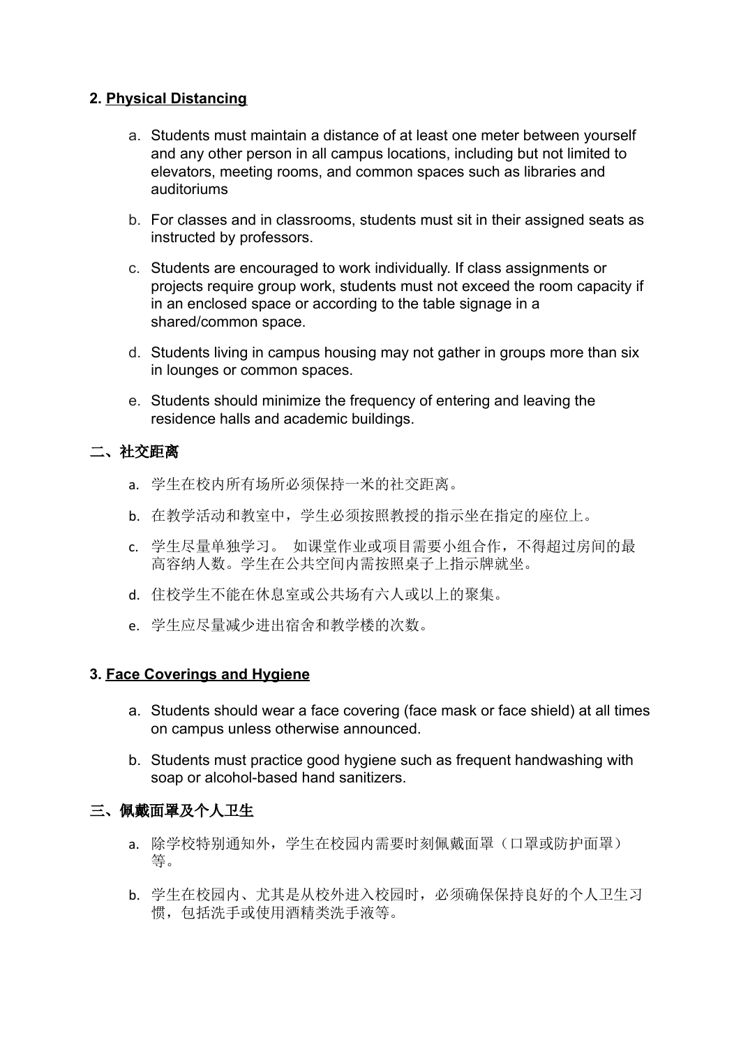**2. Physical Distancing**

a. Students must maintain a distance of at least one meter between yourself and any other person in all campus locations, including but not limited to elevators, meeting rooms, and common spaces such as libraries and auditoriums

b. For classes and in classrooms, students must sit in their assigned seats as instructed by professors.

c. Students are encouraged to work individually. If class assignments or projects require group work, students must not exceed the room capacity if in an enclosed space or according to the table signage in a shared/common space.

d. Students living in campus housing may not gather in groups more than six in lounges or common spaces.

e. Students should minimize the frequency of entering and leaving the residence halls and academic buildings.

**二、社交距离**

a. 学生在校内所有场所必须保持一米的社交距离。

b. 在教学活动和教室中，学生必须按照教授的指示坐在指定的座位上。

c. 学生尽量单独学习。 如课堂作业或项目需要小组合作，不得超过房间的最高容纳人数。学生在公共空间内需按照桌子上指示牌就坐。

d. 住校学生不能在休息室或公共场有六人或以上的聚集。

e. 学生应尽量减少进出宿舍和教学楼的次数。

**3. Face Coverings and Hygiene**

a. Students should wear a face covering (face mask or face shield) at all times on campus unless otherwise announced.

b. Students must practice good hygiene such as frequent handwashing with soap or alcohol-based hand sanitizers.

**三、佩戴面罩及个人卫生**

a. 除学校特别通知外，学生在校园内需要时刻佩戴面罩（口罩或防护面罩）等。

b. 学生在校园内、尤其是从校外进入校园时，必须确保保持良好的个人卫生习惯，包括洗手或使用酒精类洗手液等。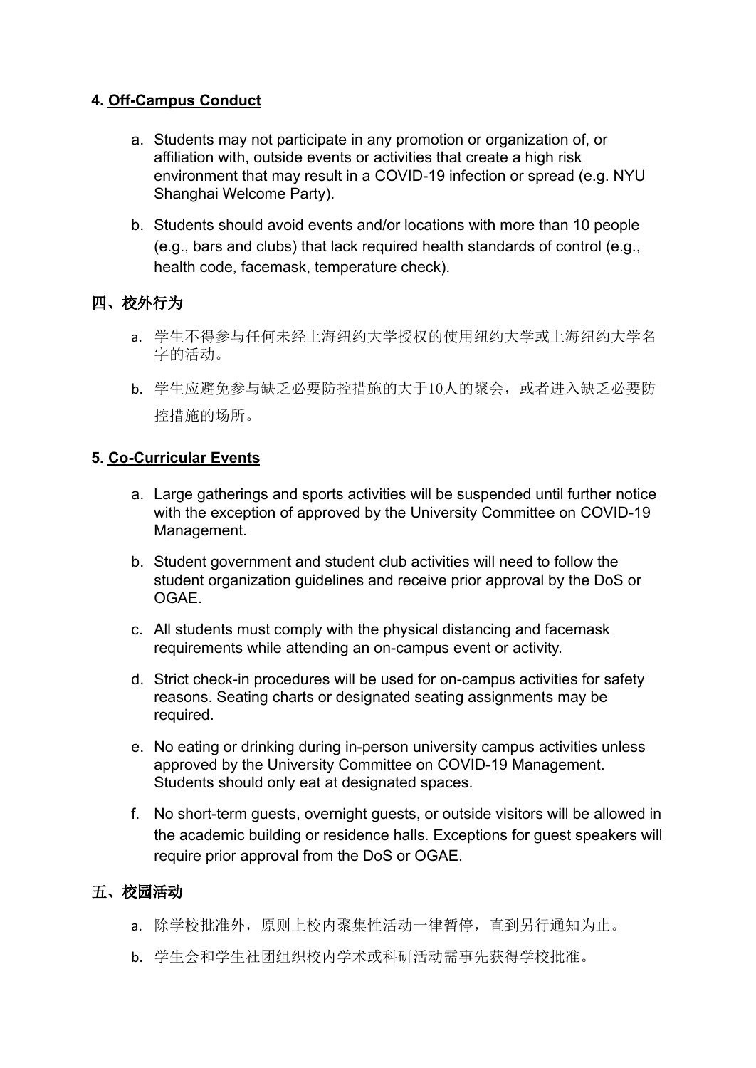### 4. Off-Campus Conduct

a. Students may not participate in any promotion or organization of, or affiliation with, outside events or activities that create a high risk environment that may result in a COVID-19 infection or spread (e.g. NYU Shanghai Welcome Party).

b. Students should avoid events and/or locations with more than 10 people (e.g., bars and clubs) that lack required health standards of control (e.g., health code, facemask, temperature check).

### 四、校外行为

a. 学生不得参与任何未经上海纽约大学授权的使用纽约大学或上海纽约大学名字的活动。

b. 学生应避免参与缺乏必要防控措施的大于10人的聚会，或者进入缺乏必要防控措施的场所。

### 5. Co-Curricular Events

a. Large gatherings and sports activities will be suspended until further notice with the exception of approved by the University Committee on COVID-19 Management.

b. Student government and student club activities will need to follow the student organization guidelines and receive prior approval by the DoS or OGAE.

c. All students must comply with the physical distancing and facemask requirements while attending an on-campus event or activity.

d. Strict check-in procedures will be used for on-campus activities for safety reasons. Seating charts or designated seating assignments may be required.

e. No eating or drinking during in-person university campus activities unless approved by the University Committee on COVID-19 Management. Students should only eat at designated spaces.

f. No short-term guests, overnight guests, or outside visitors will be allowed in the academic building or residence halls. Exceptions for guest speakers will require prior approval from the DoS or OGAE.

### 五、校园活动

a. 除学校批准外，原则上校内聚集性活动一律暂停，直到另行通知为止。

b. 学生会和学生社团组织校内学术或科研活动需事先获得学校批准。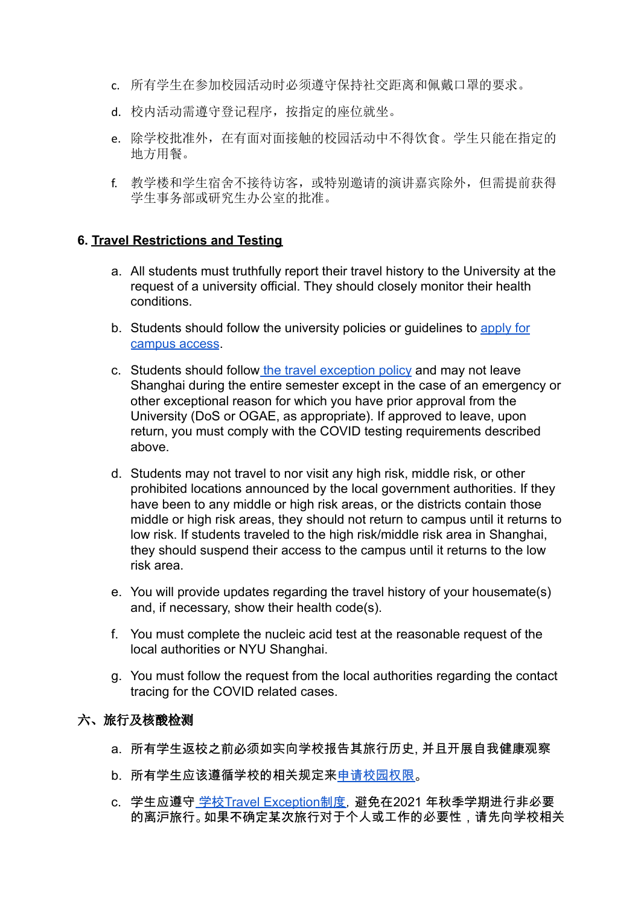c. 所有学生在参加校园活动时必须遵守保持社交距离和佩戴口罩的要求。

d. 校内活动需遵守登记程序，按指定的座位就坐。

e. 除学校批准外，在有面对面接触的校园活动中不得饮食。学生只能在指定的地方用餐。

f. 教学楼和学生宿舍不接待访客，或特别邀请的演讲嘉宾除外，但需提前获得学生事务部或研究生办公室的批准。

### 6. Travel Restrictions and Testing

a. All students must truthfully report their travel history to the University at the request of a university official. They should closely monitor their health conditions.

b. Students should follow the university policies or guidelines to apply for campus access.

c. Students should follow the travel exception policy and may not leave Shanghai during the entire semester except in the case of an emergency or other exceptional reason for which you have prior approval from the University (DoS or OGAE, as appropriate). If approved to leave, upon return, you must comply with the COVID testing requirements described above.

d. Students may not travel to nor visit any high risk, middle risk, or other prohibited locations announced by the local government authorities. If they have been to any middle or high risk areas, or the districts contain those middle or high risk areas, they should not return to campus until it returns to low risk. If students traveled to the high risk/middle risk area in Shanghai, they should suspend their access to the campus until it returns to the low risk area.

e. You will provide updates regarding the travel history of your housemate(s) and, if necessary, show their health code(s).

f. You must complete the nucleic acid test at the reasonable request of the local authorities or NYU Shanghai.

g. You must follow the request from the local authorities regarding the contact tracing for the COVID related cases.

### 六、旅行及核酸检测

a. 所有学生返校之前必须如实向学校报告其旅行历史, 并且开展自我健康观察

b. 所有学生应该遵循学校的相关规定来申请校园权限。

c. 学生应遵守 学校Travel Exception制度, 避免在2021 年秋季学期进行非必要的离沪旅行。如果不确定某次旅行对于个人或工作的必要性，请先向学校相关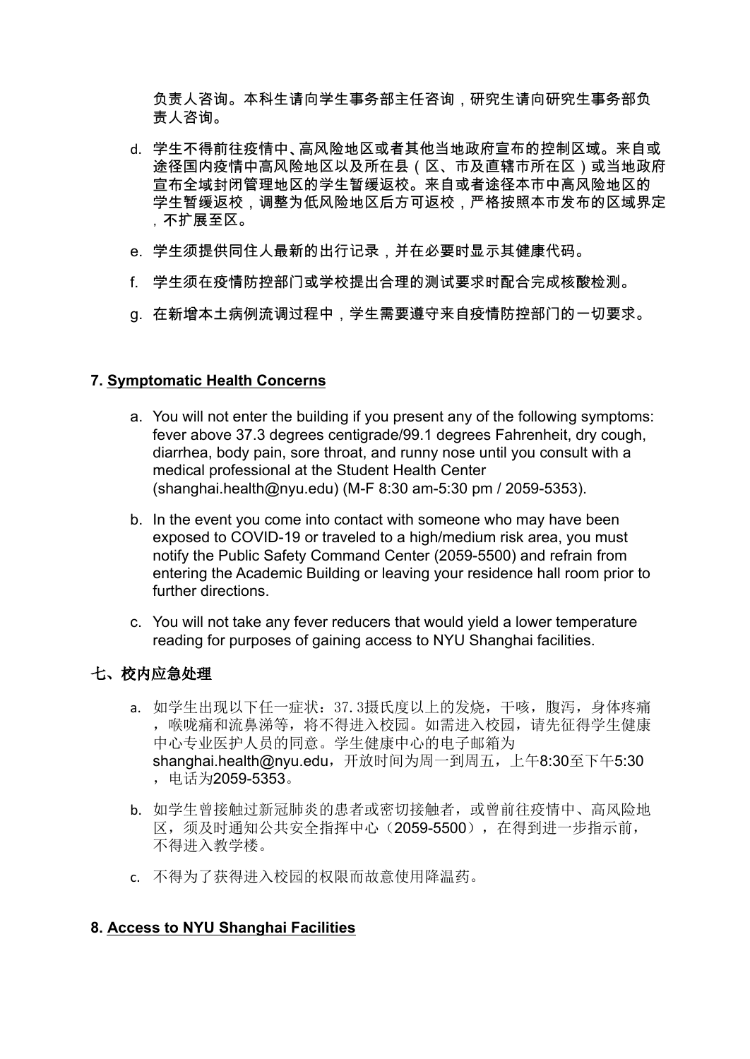负责人咨询。本科生请向学生事务部主任咨询，研究生请向研究生事务部负责人咨询。

d. 学生不得前往疫情中、高风险地区或者其他当地政府宣布的控制区域。来自或途径国内疫情中高风险地区以及所在县（区、市及直辖市所在区）或当地政府宣布全域封闭管理地区的学生暂缓返校。来自或者途径本市中高风险地区的学生暂缓返校，调整为低风险地区后方可返校，严格按照本市发布的区域界定，不扩展至区。

e. 学生须提供同住人最新的出行记录，并在必要时显示其健康代码。

f. 学生须在疫情防控部门或学校提出合理的测试要求时配合完成核酸检测。

g. 在新增本土病例流调过程中，学生需要遵守来自疫情防控部门的一切要求。

## 7. Symptomatic Health Concerns

a. You will not enter the building if you present any of the following symptoms: fever above 37.3 degrees centigrade/99.1 degrees Fahrenheit, dry cough, diarrhea, body pain, sore throat, and runny nose until you consult with a medical professional at the Student Health Center (shanghai.health@nyu.edu) (M-F 8:30 am-5:30 pm / 2059-5353).

b. In the event you come into contact with someone who may have been exposed to COVID-19 or traveled to a high/medium risk area, you must notify the Public Safety Command Center (2059-5500) and refrain from entering the Academic Building or leaving your residence hall room prior to further directions.

c. You will not take any fever reducers that would yield a lower temperature reading for purposes of gaining access to NYU Shanghai facilities.

## 七、校内应急处理

a. 如学生出现以下任一症状：37.3摄氏度以上的发烧，干咳，腹泻，身体疼痛，喉咙痛和流鼻涕等，将不得进入校园。如需进入校园，请先征得学生健康中心专业医护人员的同意。学生健康中心的电子邮箱为shanghai.health@nyu.edu，开放时间为周一到周五，上午8:30至下午5:30，电话为2059-5353。

b. 如学生曾接触过新冠肺炎的患者或密切接触者，或曾前往疫情中、高风险地区，须及时通知公共安全指挥中心（2059-5500），在得到进一步指示前，不得进入教学楼。

c. 不得为了获得进入校园的权限而故意使用降温药。

## 8. Access to NYU Shanghai Facilities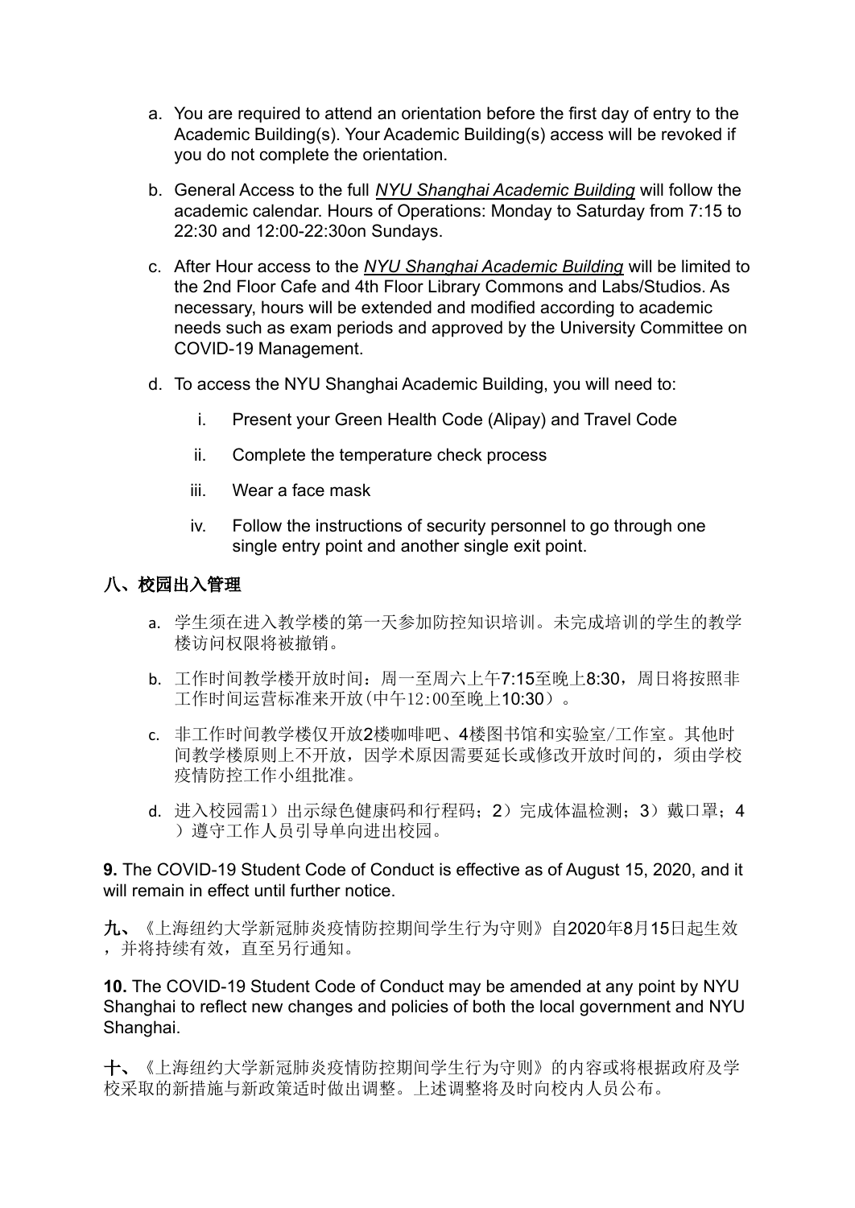a. You are required to attend an orientation before the first day of entry to the Academic Building(s). Your Academic Building(s) access will be revoked if you do not complete the orientation.

b. General Access to the full *NYU Shanghai Academic Building* will follow the academic calendar. Hours of Operations: Monday to Saturday from 7:15 to 22:30 and 12:00-22:30on Sundays.

c. After Hour access to the *NYU Shanghai Academic Building* will be limited to the 2nd Floor Cafe and 4th Floor Library Commons and Labs/Studios. As necessary, hours will be extended and modified according to academic needs such as exam periods and approved by the University Committee on COVID-19 Management.

d. To access the NYU Shanghai Academic Building, you will need to:

   i. Present your Green Health Code (Alipay) and Travel Code

   ii. Complete the temperature check process

   iii. Wear a face mask

   iv. Follow the instructions of security personnel to go through one single entry point and another single exit point.

## 八、校园出入管理

a. 学生须在进入教学楼的第一天参加防控知识培训。未完成培训的学生的教学楼访问权限将被撤销。

b. 工作时间教学楼开放时间：周一至周六上午7:15至晚上8:30，周日将按照非工作时间运营标准来开放(中午12:00至晚上10:30）。

c. 非工作时间教学楼仅开放2楼咖啡吧、4楼图书馆和实验室/工作室。其他时间教学楼原则上不开放，因学术原因需要延长或修改开放时间的，须由学校疫情防控工作小组批准。

d. 进入校园需1）出示绿色健康码和行程码；2）完成体温检测；3）戴口罩；4）遵守工作人员引导单向进出校园。

**9.** The COVID-19 Student Code of Conduct is effective as of August 15, 2020, and it will remain in effect until further notice.

**九、**《上海纽约大学新冠肺炎疫情防控期间学生行为守则》自2020年8月15日起生效，并将持续有效，直至另行通知。

**10.** The COVID-19 Student Code of Conduct may be amended at any point by NYU Shanghai to reflect new changes and policies of both the local government and NYU Shanghai.

**十、**《上海纽约大学新冠肺炎疫情防控期间学生行为守则》的内容或将根据政府及学校采取的新措施与新政策适时做出调整。上述调整将及时向校内人员公布。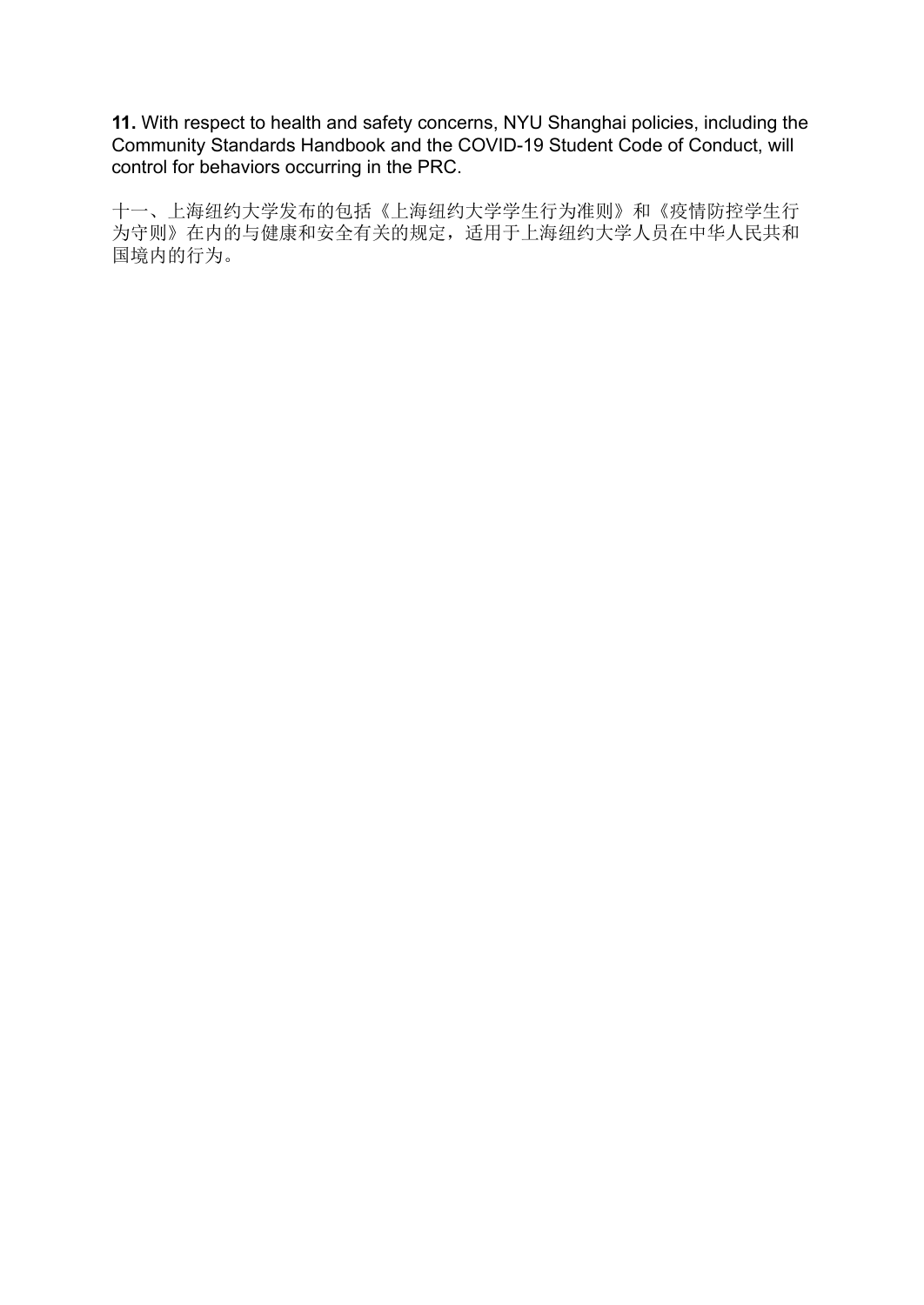**11.** With respect to health and safety concerns, NYU Shanghai policies, including the Community Standards Handbook and the COVID-19 Student Code of Conduct, will control for behaviors occurring in the PRC.

十一、上海纽约大学发布的包括《上海纽约大学学生行为准则》和《疫情防控学生行为守则》在内的与健康和安全有关的规定，适用于上海纽约大学人员在中华人民共和国境内的行为。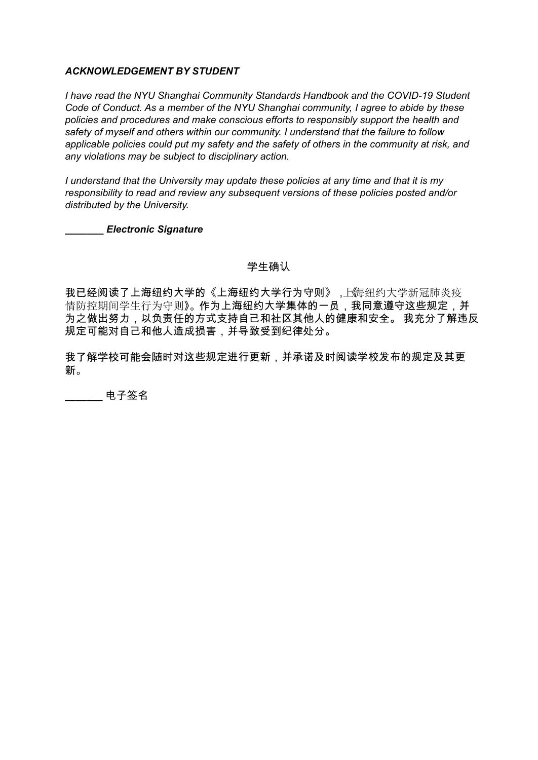***ACKNOWLEDGEMENT BY STUDENT***

*I have read the NYU Shanghai Community Standards Handbook and the COVID-19 Student Code of Conduct. As a member of the NYU Shanghai community, I agree to abide by these policies and procedures and make conscious efforts to responsibly support the health and safety of myself and others within our community. I understand that the failure to follow applicable policies could put my safety and the safety of others in the community at risk, and any violations may be subject to disciplinary action.*

*I understand that the University may update these policies at any time and that it is my responsibility to read and review any subsequent versions of these policies posted and/or distributed by the University.*

***_______ Electronic Signature***

学生确认

**我已经阅读了上海纽约大学的《上海纽约大学行为守则》，《上海纽约大学新冠肺炎疫情防控期间学生行为守则》。作为上海纽约大学集体的一员，我同意遵守这些规定，并为之做出努力，以负责任的方式支持自己和社区其他人的健康和安全。 我充分了解违反规定可能对自己和他人造成损害，并导致受到纪律处分。**

**我了解学校可能会随时对这些规定进行更新，并承诺及时阅读学校发布的规定及其更新。**

**_______ 电子签名**